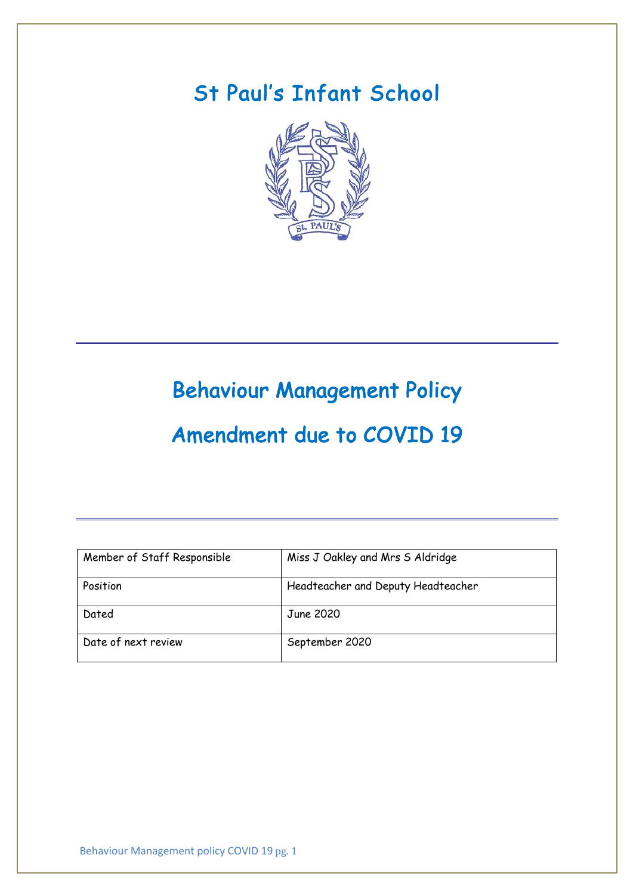# St Paul's Infant School

# Behaviour Management Policy

# Amendment due to COVID 19

| | |
|---|---|
| Member of Staff Responsible | Miss J Oakley and Mrs S Aldridge |
| Position | Headteacher and Deputy Headteacher |
| Dated | June 2020 |
| Date of next review | September 2020 |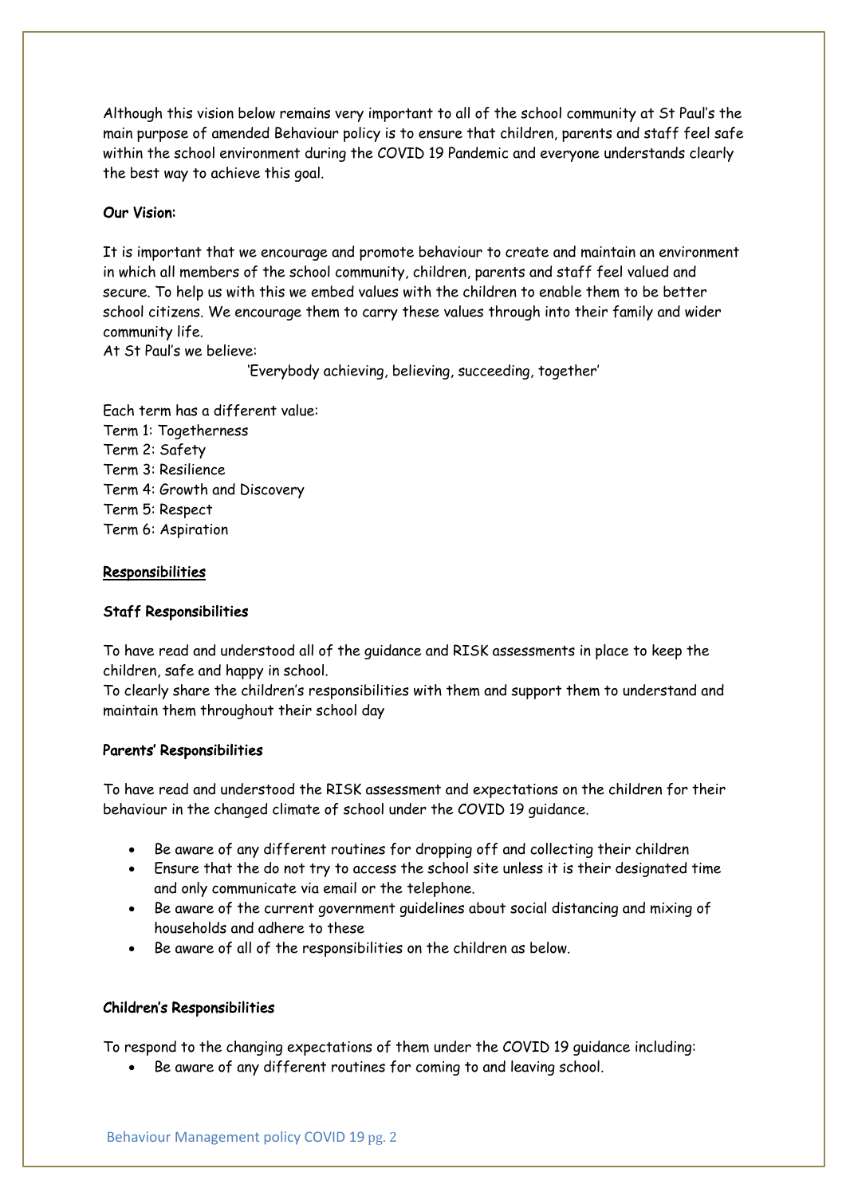Although this vision below remains very important to all of the school community at St Paul's the main purpose of amended Behaviour policy is to ensure that children, parents and staff feel safe within the school environment during the COVID 19 Pandemic and everyone understands clearly the best way to achieve this goal.

### Our Vision:

It is important that we encourage and promote behaviour to create and maintain an environment in which all members of the school community, children, parents and staff feel valued and secure. To help us with this we embed values with the children to enable them to be better school citizens. We encourage them to carry these values through into their family and wider community life.
At St Paul's we believe:

'Everybody achieving, believing, succeeding, together'

Each term has a different value:
Term 1: Togetherness
Term 2: Safety
Term 3: Resilience
Term 4: Growth and Discovery
Term 5: Respect
Term 6: Aspiration

## Responsibilities

### Staff Responsibilities

To have read and understood all of the guidance and RISK assessments in place to keep the children, safe and happy in school.
To clearly share the children's responsibilities with them and support them to understand and maintain them throughout their school day

### Parents' Responsibilities

To have read and understood the RISK assessment and expectations on the children for their behaviour in the changed climate of school under the COVID 19 guidance.

- Be aware of any different routines for dropping off and collecting their children
- Ensure that the do not try to access the school site unless it is their designated time and only communicate via email or the telephone.
- Be aware of the current government guidelines about social distancing and mixing of households and adhere to these
- Be aware of all of the responsibilities on the children as below.

### Children's Responsibilities

To respond to the changing expectations of them under the COVID 19 guidance including:

- Be aware of any different routines for coming to and leaving school.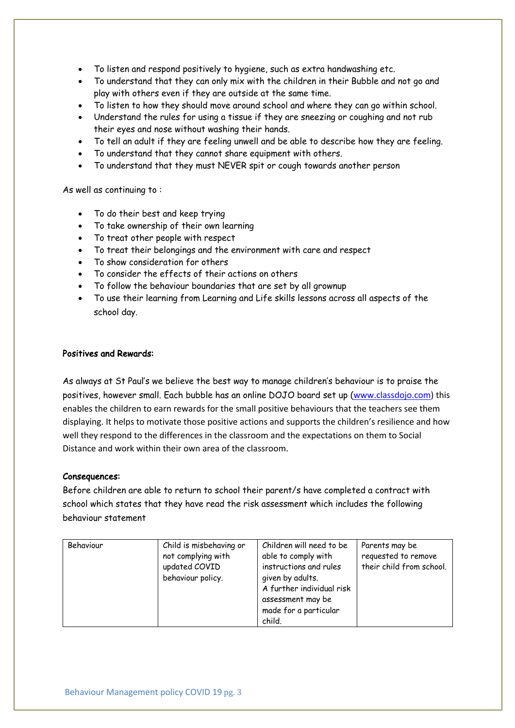- To listen and respond positively to hygiene, such as extra handwashing etc.
- To understand that they can only mix with the children in their Bubble and not go and play with others even if they are outside at the same time.
- To listen to how they should move around school and where they can go within school.
- Understand the rules for using a tissue if they are sneezing or coughing and not rub their eyes and nose without washing their hands.
- To tell an adult if they are feeling unwell and be able to describe how they are feeling.
- To understand that they cannot share equipment with others.
- To understand that they must NEVER spit or cough towards another person

As well as continuing to :

- To do their best and keep trying
- To take ownership of their own learning
- To treat other people with respect
- To treat their belongings and the environment with care and respect
- To show consideration for others
- To consider the effects of their actions on others
- To follow the behaviour boundaries that are set by all grownup
- To use their learning from Learning and Life skills lessons across all aspects of the school day.

**Positives and Rewards:**

As always at St Paul's we believe the best way to manage children's behaviour is to praise the positives, however small. Each bubble has an online DOJO board set up (www.classdojo.com) this enables the children to earn rewards for the small positive behaviours that the teachers see them displaying. It helps to motivate those positive actions and supports the children's resilience and how well they respond to the differences in the classroom and the expectations on them to Social Distance and work within their own area of the classroom.

**Consequences:**

Before children are able to return to school their parent/s have completed a contract with school which states that they have read the risk assessment which includes the following behaviour statement

| | | | |
|---|---|---|---|
| Behaviour | Child is misbehaving or not complying with updated COVID behaviour policy. | Children will need to be able to comply with instructions and rules given by adults. A further individual risk assessment may be made for a particular child. | Parents may be requested to remove their child from school. |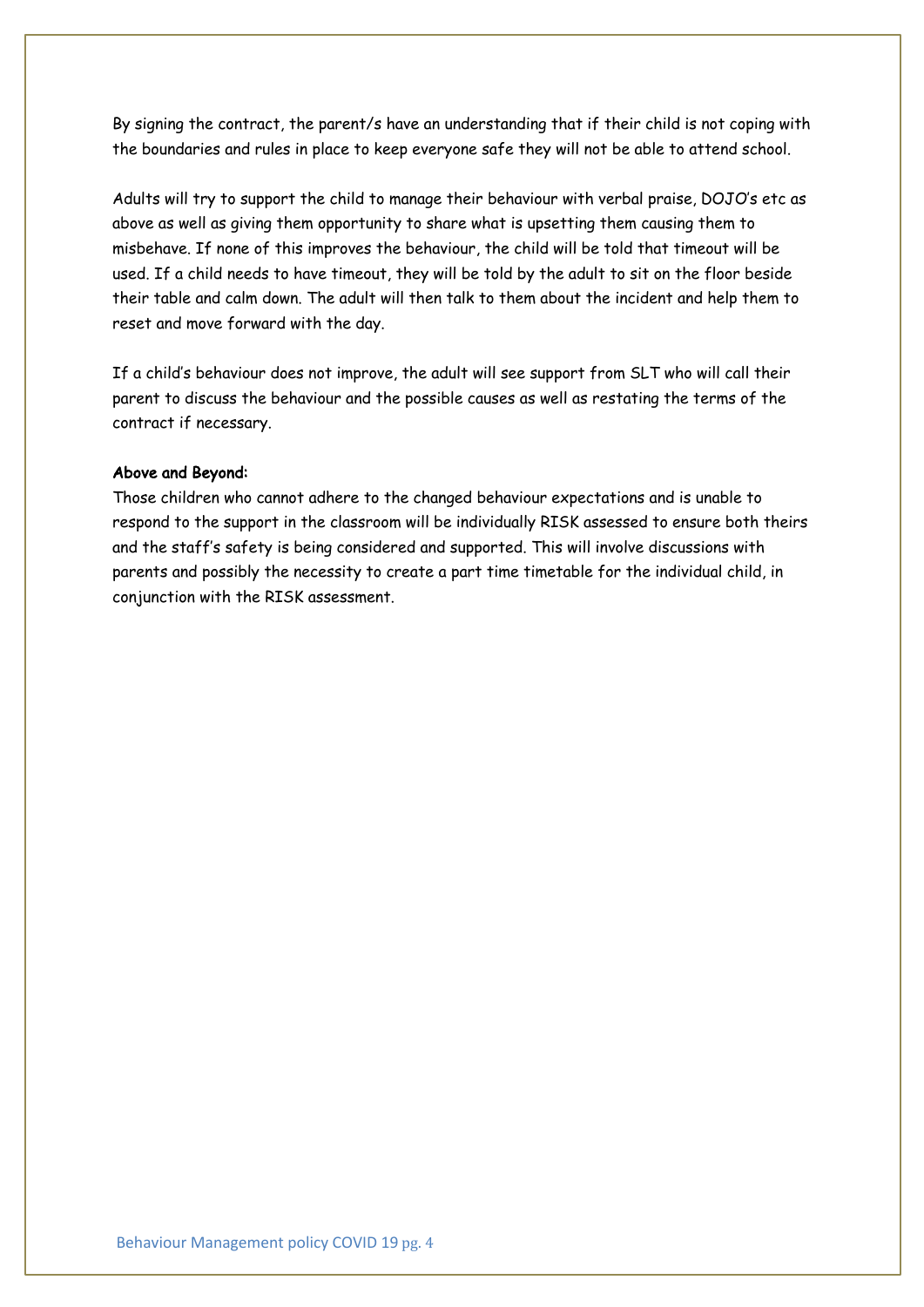By signing the contract, the parent/s have an understanding that if their child is not coping with the boundaries and rules in place to keep everyone safe they will not be able to attend school.

Adults will try to support the child to manage their behaviour with verbal praise, DOJO's etc as above as well as giving them opportunity to share what is upsetting them causing them to misbehave. If none of this improves the behaviour, the child will be told that timeout will be used. If a child needs to have timeout, they will be told by the adult to sit on the floor beside their table and calm down. The adult will then talk to them about the incident and help them to reset and move forward with the day.

If a child's behaviour does not improve, the adult will see support from SLT who will call their parent to discuss the behaviour and the possible causes as well as restating the terms of the contract if necessary.

**Above and Beyond:**

Those children who cannot adhere to the changed behaviour expectations and is unable to respond to the support in the classroom will be individually RISK assessed to ensure both theirs and the staff's safety is being considered and supported. This will involve discussions with parents and possibly the necessity to create a part time timetable for the individual child, in conjunction with the RISK assessment.